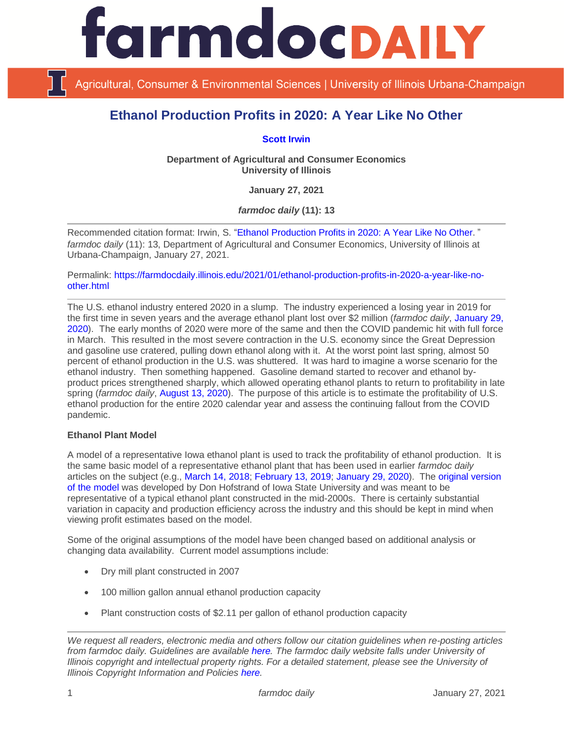# Ethanol Production Profits in 2020: A Year Like No Other

**Scott Irwin**

**Department of Agricultural and Consumer Economics**
**University of Illinois**

**January 27, 2021**

***farmdoc daily* (11): 13**

---

Recommended citation format: Irwin, S. "Ethanol Production Profits in 2020: A Year Like No Other." *farmdoc daily* (11): 13, Department of Agricultural and Consumer Economics, University of Illinois at Urbana-Champaign, January 27, 2021.

Permalink: https://farmdocdaily.illinois.edu/2021/01/ethanol-production-profits-in-2020-a-year-like-no-other.html

---

The U.S. ethanol industry entered 2020 in a slump. The industry experienced a losing year in 2019 for the first time in seven years and the average ethanol plant lost over $2 million (*farmdoc daily*, January 29, 2020). The early months of 2020 were more of the same and then the COVID pandemic hit with full force in March. This resulted in the most severe contraction in the U.S. economy since the Great Depression and gasoline use cratered, pulling down ethanol along with it. At the worst point last spring, almost 50 percent of ethanol production in the U.S. was shuttered. It was hard to imagine a worse scenario for the ethanol industry. Then something happened. Gasoline demand started to recover and ethanol by-product prices strengthened sharply, which allowed operating ethanol plants to return to profitability in late spring (*farmdoc daily*, August 13, 2020). The purpose of this article is to estimate the profitability of U.S. ethanol production for the entire 2020 calendar year and assess the continuing fallout from the COVID pandemic.

**Ethanol Plant Model**

A model of a representative Iowa ethanol plant is used to track the profitability of ethanol production. It is the same basic model of a representative ethanol plant that has been used in earlier *farmdoc daily* articles on the subject (e.g., March 14, 2018; February 13, 2019; January 29, 2020). The original version of the model was developed by Don Hofstrand of Iowa State University and was meant to be representative of a typical ethanol plant constructed in the mid-2000s. There is certainly substantial variation in capacity and production efficiency across the industry and this should be kept in mind when viewing profit estimates based on the model.

Some of the original assumptions of the model have been changed based on additional analysis or changing data availability. Current model assumptions include:

- Dry mill plant constructed in 2007
- 100 million gallon annual ethanol production capacity
- Plant construction costs of $2.11 per gallon of ethanol production capacity

---

*We request all readers, electronic media and others follow our citation guidelines when re-posting articles from farmdoc daily. Guidelines are available here. The farmdoc daily website falls under University of Illinois copyright and intellectual property rights. For a detailed statement, please see the University of Illinois Copyright Information and Policies here.*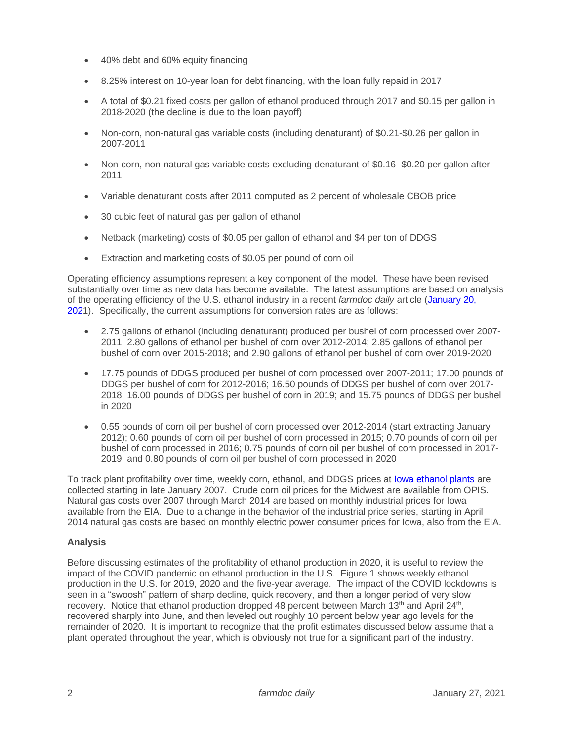- 40% debt and 60% equity financing
- 8.25% interest on 10-year loan for debt financing, with the loan fully repaid in 2017
- A total of $0.21 fixed costs per gallon of ethanol produced through 2017 and $0.15 per gallon in 2018-2020 (the decline is due to the loan payoff)
- Non-corn, non-natural gas variable costs (including denaturant) of $0.21-$0.26 per gallon in 2007-2011
- Non-corn, non-natural gas variable costs excluding denaturant of $0.16 -$0.20 per gallon after 2011
- Variable denaturant costs after 2011 computed as 2 percent of wholesale CBOB price
- 30 cubic feet of natural gas per gallon of ethanol
- Netback (marketing) costs of $0.05 per gallon of ethanol and $4 per ton of DDGS
- Extraction and marketing costs of $0.05 per pound of corn oil

Operating efficiency assumptions represent a key component of the model. These have been revised substantially over time as new data has become available. The latest assumptions are based on analysis of the operating efficiency of the U.S. ethanol industry in a recent *farmdoc daily* article (January 20, 2021). Specifically, the current assumptions for conversion rates are as follows:

- 2.75 gallons of ethanol (including denaturant) produced per bushel of corn processed over 2007-2011; 2.80 gallons of ethanol per bushel of corn over 2012-2014; 2.85 gallons of ethanol per bushel of corn over 2015-2018; and 2.90 gallons of ethanol per bushel of corn over 2019-2020
- 17.75 pounds of DDGS produced per bushel of corn processed over 2007-2011; 17.00 pounds of DDGS per bushel of corn for 2012-2016; 16.50 pounds of DDGS per bushel of corn over 2017-2018; 16.00 pounds of DDGS per bushel of corn in 2019; and 15.75 pounds of DDGS per bushel in 2020
- 0.55 pounds of corn oil per bushel of corn processed over 2012-2014 (start extracting January 2012); 0.60 pounds of corn oil per bushel of corn processed in 2015; 0.70 pounds of corn oil per bushel of corn processed in 2016; 0.75 pounds of corn oil per bushel of corn processed in 2017-2019; and 0.80 pounds of corn oil per bushel of corn processed in 2020

To track plant profitability over time, weekly corn, ethanol, and DDGS prices at Iowa ethanol plants are collected starting in late January 2007. Crude corn oil prices for the Midwest are available from OPIS. Natural gas costs over 2007 through March 2014 are based on monthly industrial prices for Iowa available from the EIA. Due to a change in the behavior of the industrial price series, starting in April 2014 natural gas costs are based on monthly electric power consumer prices for Iowa, also from the EIA.

**Analysis**

Before discussing estimates of the profitability of ethanol production in 2020, it is useful to review the impact of the COVID pandemic on ethanol production in the U.S. Figure 1 shows weekly ethanol production in the U.S. for 2019, 2020 and the five-year average. The impact of the COVID lockdowns is seen in a "swoosh" pattern of sharp decline, quick recovery, and then a longer period of very slow recovery. Notice that ethanol production dropped 48 percent between March 13th and April 24th, recovered sharply into June, and then leveled out roughly 10 percent below year ago levels for the remainder of 2020. It is important to recognize that the profit estimates discussed below assume that a plant operated throughout the year, which is obviously not true for a significant part of the industry.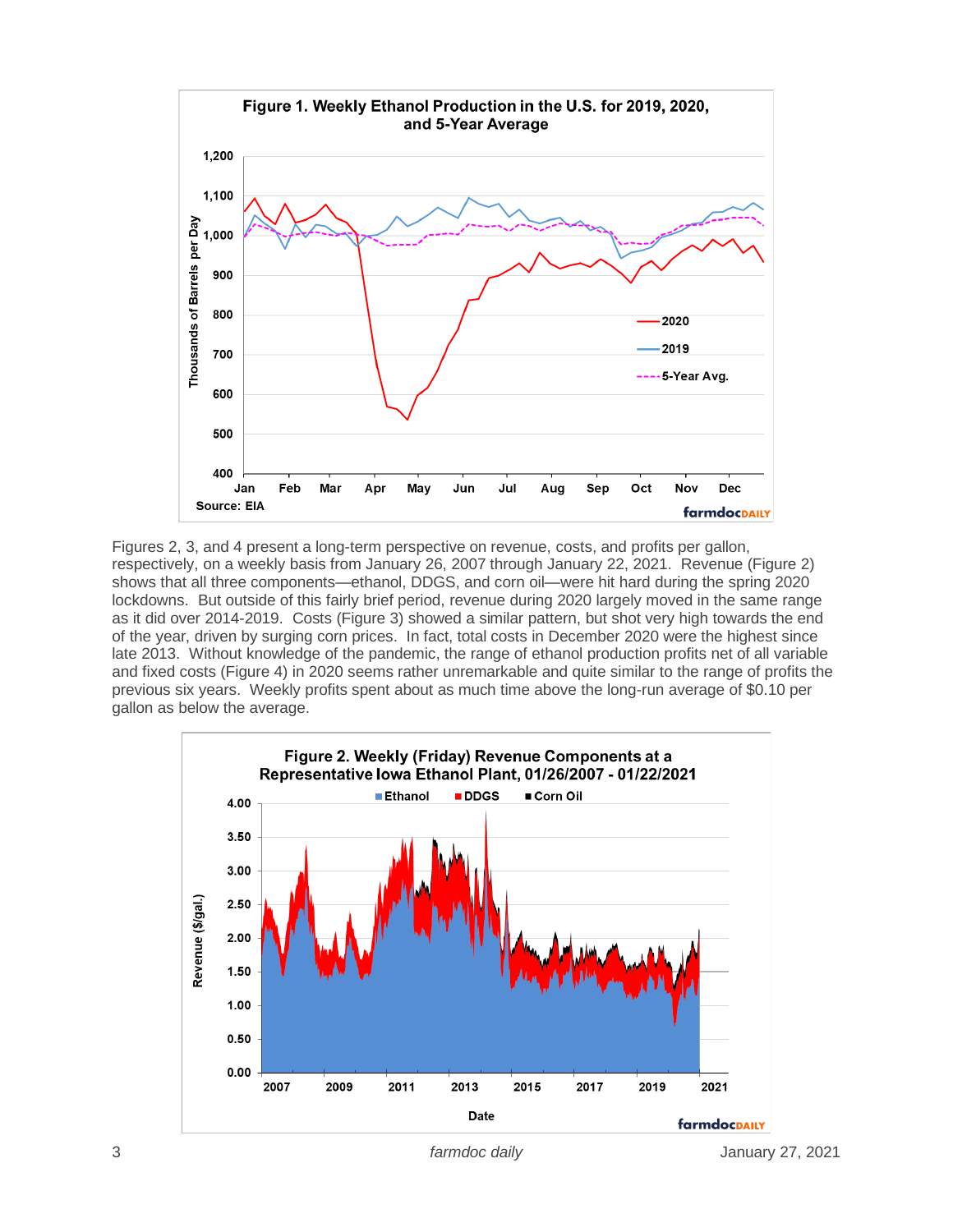**Figure 1. Weekly Ethanol Production in the U.S. for 2019, 2020, and 5-Year Average**

Source: EIA

Figures 2, 3, and 4 present a long-term perspective on revenue, costs, and profits per gallon, respectively, on a weekly basis from January 26, 2007 through January 22, 2021. Revenue (Figure 2) shows that all three components—ethanol, DDGS, and corn oil—were hit hard during the spring 2020 lockdowns. But outside of this fairly brief period, revenue during 2020 largely moved in the same range as it did over 2014-2019. Costs (Figure 3) showed a similar pattern, but shot very high towards the end of the year, driven by surging corn prices. In fact, total costs in December 2020 were the highest since late 2013. Without knowledge of the pandemic, the range of ethanol production profits net of all variable and fixed costs (Figure 4) in 2020 seems rather unremarkable and quite similar to the range of profits the previous six years. Weekly profits spent about as much time above the long-run average of $0.10 per gallon as below the average.

**Figure 2. Weekly (Friday) Revenue Components at a Representative Iowa Ethanol Plant, 01/26/2007 - 01/22/2021**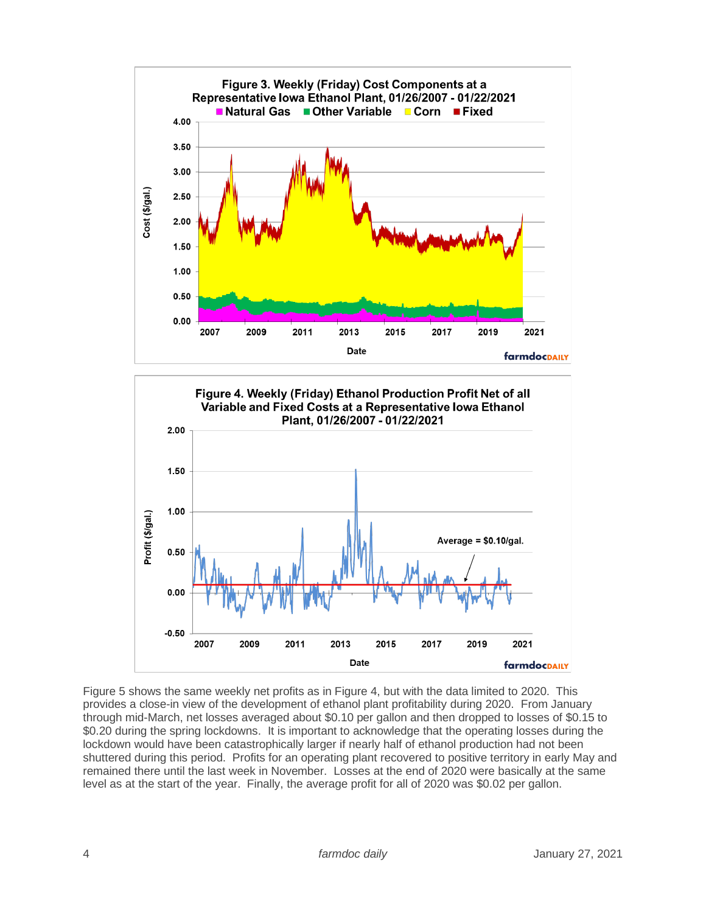Figure 3. Weekly (Friday) Cost Components at a Representative Iowa Ethanol Plant, 01/26/2007 - 01/22/2021

Figure 4. Weekly (Friday) Ethanol Production Profit Net of all Variable and Fixed Costs at a Representative Iowa Ethanol Plant, 01/26/2007 - 01/22/2021

Figure 5 shows the same weekly net profits as in Figure 4, but with the data limited to 2020. This provides a close-in view of the development of ethanol plant profitability during 2020. From January through mid-March, net losses averaged about $0.10 per gallon and then dropped to losses of $0.15 to $0.20 during the spring lockdowns. It is important to acknowledge that the operating losses during the lockdown would have been catastrophically larger if nearly half of ethanol production had not been shuttered during this period. Profits for an operating plant recovered to positive territory in early May and remained there until the last week in November. Losses at the end of 2020 were basically at the same level as at the start of the year. Finally, the average profit for all of 2020 was $0.02 per gallon.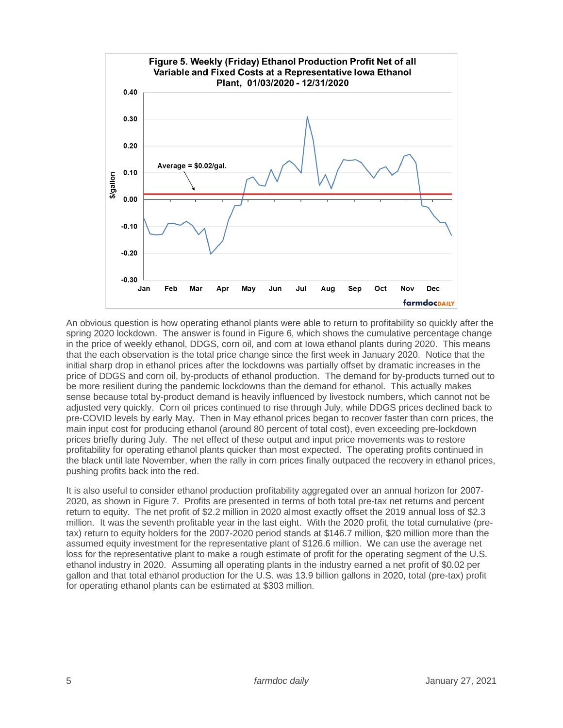**Figure 5. Weekly (Friday) Ethanol Production Profit Net of all Variable and Fixed Costs at a Representative Iowa Ethanol Plant, 01/03/2020 - 12/31/2020**

An obvious question is how operating ethanol plants were able to return to profitability so quickly after the spring 2020 lockdown. The answer is found in Figure 6, which shows the cumulative percentage change in the price of weekly ethanol, DDGS, corn oil, and corn at Iowa ethanol plants during 2020. This means that the each observation is the total price change since the first week in January 2020. Notice that the initial sharp drop in ethanol prices after the lockdowns was partially offset by dramatic increases in the price of DDGS and corn oil, by-products of ethanol production. The demand for by-products turned out to be more resilient during the pandemic lockdowns than the demand for ethanol. This actually makes sense because total by-product demand is heavily influenced by livestock numbers, which cannot not be adjusted very quickly. Corn oil prices continued to rise through July, while DDGS prices declined back to pre-COVID levels by early May. Then in May ethanol prices began to recover faster than corn prices, the main input cost for producing ethanol (around 80 percent of total cost), even exceeding pre-lockdown prices briefly during July. The net effect of these output and input price movements was to restore profitability for operating ethanol plants quicker than most expected. The operating profits continued in the black until late November, when the rally in corn prices finally outpaced the recovery in ethanol prices, pushing profits back into the red.

It is also useful to consider ethanol production profitability aggregated over an annual horizon for 2007-2020, as shown in Figure 7. Profits are presented in terms of both total pre-tax net returns and percent return to equity. The net profit of $2.2 million in 2020 almost exactly offset the 2019 annual loss of $2.3 million. It was the seventh profitable year in the last eight. With the 2020 profit, the total cumulative (pre-tax) return to equity holders for the 2007-2020 period stands at $146.7 million, $20 million more than the assumed equity investment for the representative plant of $126.6 million. We can use the average net loss for the representative plant to make a rough estimate of profit for the operating segment of the U.S. ethanol industry in 2020. Assuming all operating plants in the industry earned a net profit of $0.02 per gallon and that total ethanol production for the U.S. was 13.9 billion gallons in 2020, total (pre-tax) profit for operating ethanol plants can be estimated at $303 million.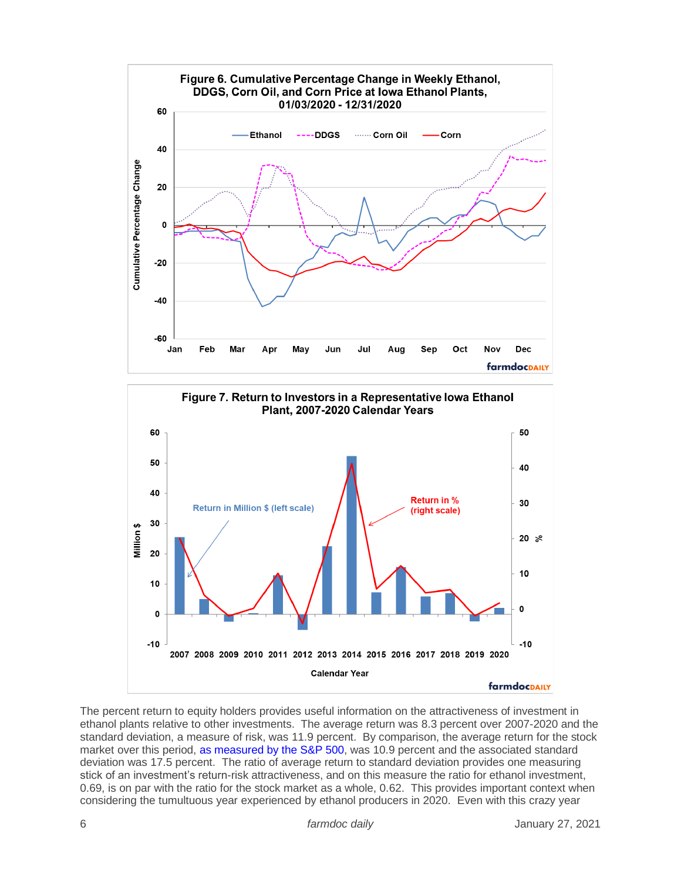**Figure 6. Cumulative Percentage Change in Weekly Ethanol, DDGS, Corn Oil, and Corn Price at Iowa Ethanol Plants, 01/03/2020 - 12/31/2020**

**Figure 7. Return to Investors in a Representative Iowa Ethanol Plant, 2007-2020 Calendar Years**

The percent return to equity holders provides useful information on the attractiveness of investment in ethanol plants relative to other investments. The average return was 8.3 percent over 2007-2020 and the standard deviation, a measure of risk, was 11.9 percent. By comparison, the average return for the stock market over this period, as measured by the S&P 500, was 10.9 percent and the associated standard deviation was 17.5 percent. The ratio of average return to standard deviation provides one measuring stick of an investment's return-risk attractiveness, and on this measure the ratio for ethanol investment, 0.69, is on par with the ratio for the stock market as a whole, 0.62. This provides important context when considering the tumultuous year experienced by ethanol producers in 2020. Even with this crazy year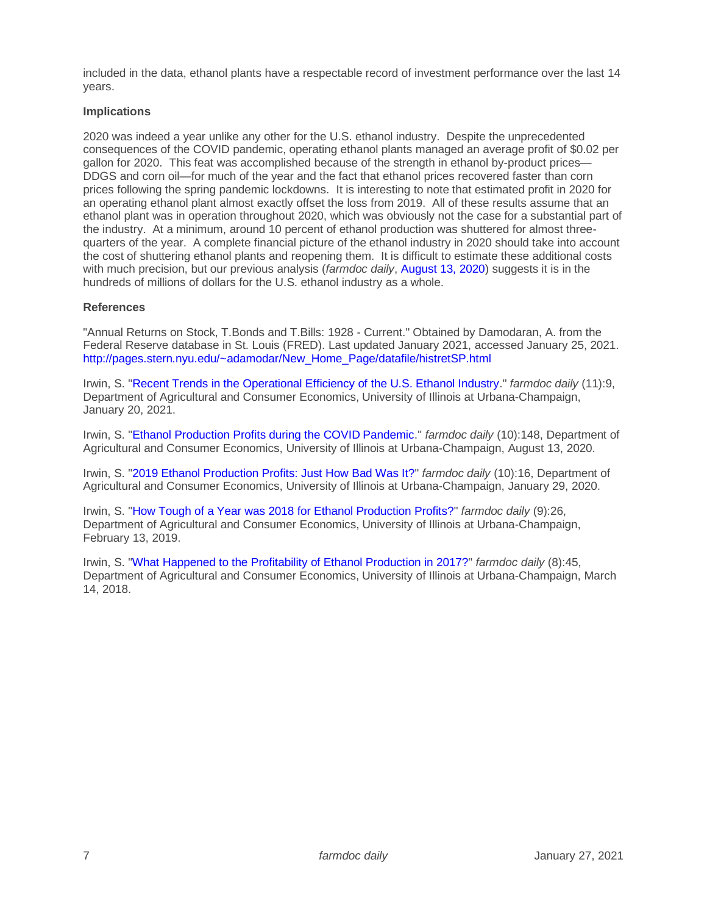included in the data, ethanol plants have a respectable record of investment performance over the last 14 years.

**Implications**

2020 was indeed a year unlike any other for the U.S. ethanol industry. Despite the unprecedented consequences of the COVID pandemic, operating ethanol plants managed an average profit of $0.02 per gallon for 2020. This feat was accomplished because of the strength in ethanol by-product prices—DDGS and corn oil—for much of the year and the fact that ethanol prices recovered faster than corn prices following the spring pandemic lockdowns. It is interesting to note that estimated profit in 2020 for an operating ethanol plant almost exactly offset the loss from 2019. All of these results assume that an ethanol plant was in operation throughout 2020, which was obviously not the case for a substantial part of the industry. At a minimum, around 10 percent of ethanol production was shuttered for almost three-quarters of the year. A complete financial picture of the ethanol industry in 2020 should take into account the cost of shuttering ethanol plants and reopening them. It is difficult to estimate these additional costs with much precision, but our previous analysis (*farmdoc daily*, August 13, 2020) suggests it is in the hundreds of millions of dollars for the U.S. ethanol industry as a whole.

**References**

"Annual Returns on Stock, T.Bonds and T.Bills: 1928 - Current." Obtained by Damodaran, A. from the Federal Reserve database in St. Louis (FRED). Last updated January 2021, accessed January 25, 2021. http://pages.stern.nyu.edu/~adamodar/New_Home_Page/datafile/histretSP.html

Irwin, S. "Recent Trends in the Operational Efficiency of the U.S. Ethanol Industry." *farmdoc daily* (11):9, Department of Agricultural and Consumer Economics, University of Illinois at Urbana-Champaign, January 20, 2021.

Irwin, S. "Ethanol Production Profits during the COVID Pandemic." *farmdoc daily* (10):148, Department of Agricultural and Consumer Economics, University of Illinois at Urbana-Champaign, August 13, 2020.

Irwin, S. "2019 Ethanol Production Profits: Just How Bad Was It?" *farmdoc daily* (10):16, Department of Agricultural and Consumer Economics, University of Illinois at Urbana-Champaign, January 29, 2020.

Irwin, S. "How Tough of a Year was 2018 for Ethanol Production Profits?" *farmdoc daily* (9):26, Department of Agricultural and Consumer Economics, University of Illinois at Urbana-Champaign, February 13, 2019.

Irwin, S. "What Happened to the Profitability of Ethanol Production in 2017?" *farmdoc daily* (8):45, Department of Agricultural and Consumer Economics, University of Illinois at Urbana-Champaign, March 14, 2018.